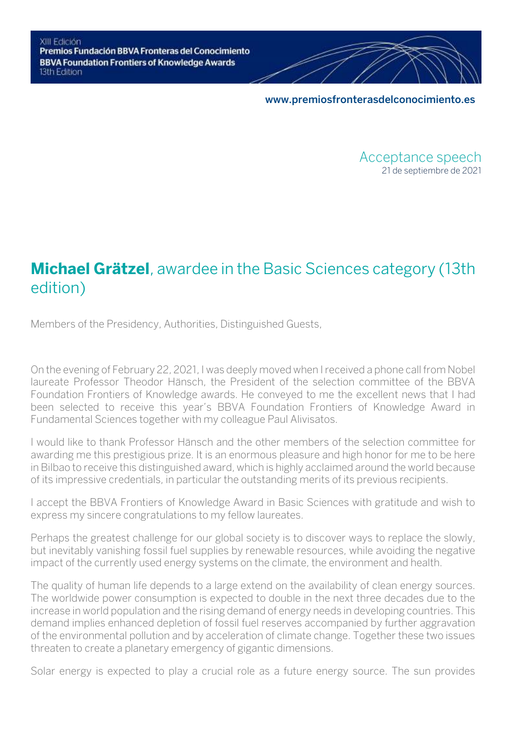Acceptance speech
21 de septiembre de 2021

# **Michael Grätzel**, awardee in the Basic Sciences category (13th edition)

Members of the Presidency, Authorities, Distinguished Guests,

On the evening of February 22, 2021, I was deeply moved when I received a phone call from Nobel laureate Professor Theodor Hänsch, the President of the selection committee of the BBVA Foundation Frontiers of Knowledge awards. He conveyed to me the excellent news that I had been selected to receive this year's BBVA Foundation Frontiers of Knowledge Award in Fundamental Sciences together with my colleague Paul Alivisatos.

I would like to thank Professor Hänsch and the other members of the selection committee for awarding me this prestigious prize. It is an enormous pleasure and high honor for me to be here in Bilbao to receive this distinguished award, which is highly acclaimed around the world because of its impressive credentials, in particular the outstanding merits of its previous recipients.

I accept the BBVA Frontiers of Knowledge Award in Basic Sciences with gratitude and wish to express my sincere congratulations to my fellow laureates.

Perhaps the greatest challenge for our global society is to discover ways to replace the slowly, but inevitably vanishing fossil fuel supplies by renewable resources, while avoiding the negative impact of the currently used energy systems on the climate, the environment and health.

The quality of human life depends to a large extend on the availability of clean energy sources. The worldwide power consumption is expected to double in the next three decades due to the increase in world population and the rising demand of energy needs in developing countries. This demand implies enhanced depletion of fossil fuel reserves accompanied by further aggravation of the environmental pollution and by acceleration of climate change. Together these two issues threaten to create a planetary emergency of gigantic dimensions.

Solar energy is expected to play a crucial role as a future energy source. The sun provides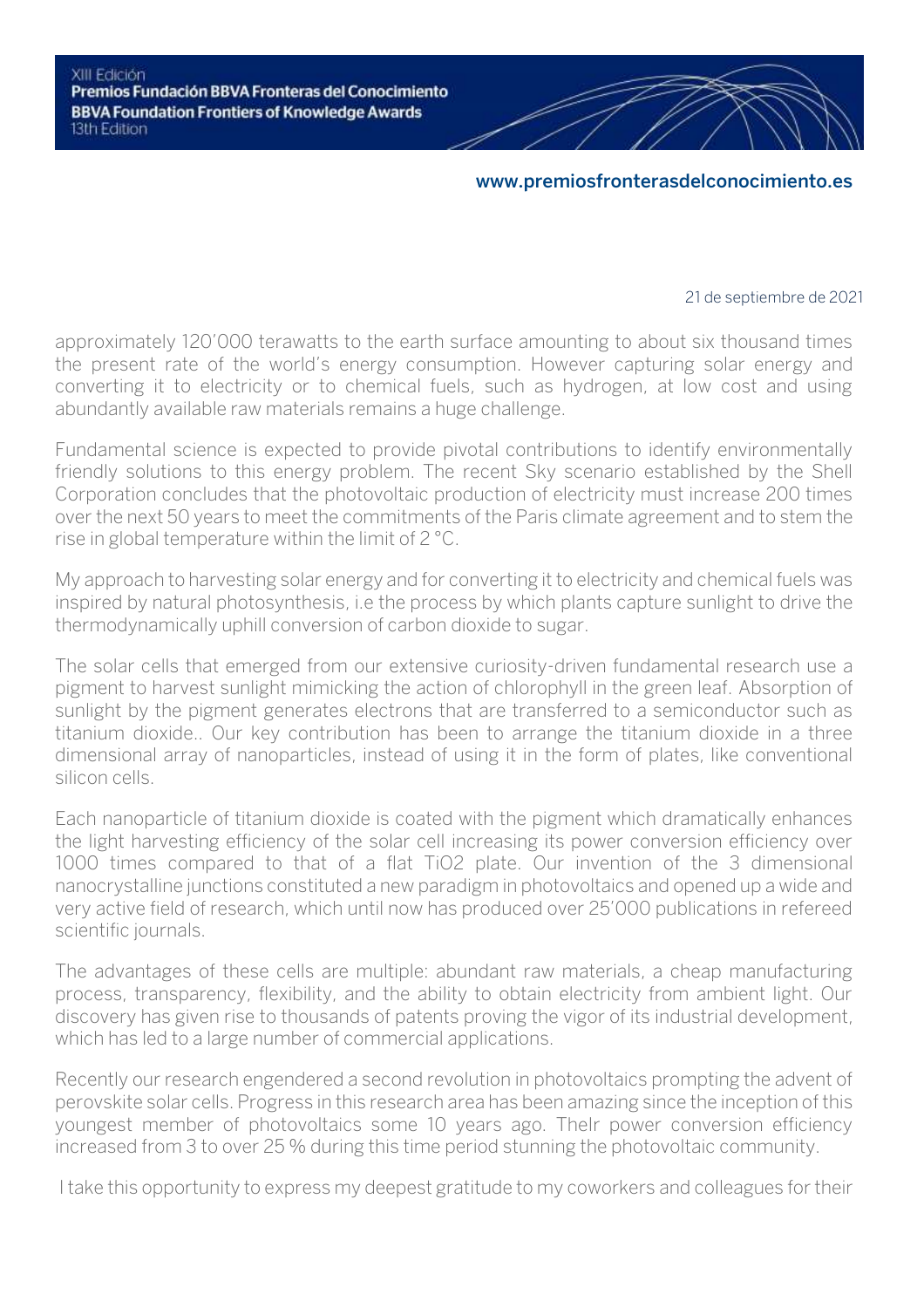approximately 120'000 terawatts to the earth surface amounting to about six thousand times the present rate of the world's energy consumption. However capturing solar energy and converting it to electricity or to chemical fuels, such as hydrogen, at low cost and using abundantly available raw materials remains a huge challenge.

Fundamental science is expected to provide pivotal contributions to identify environmentally friendly solutions to this energy problem. The recent Sky scenario established by the Shell Corporation concludes that the photovoltaic production of electricity must increase 200 times over the next 50 years to meet the commitments of the Paris climate agreement and to stem the rise in global temperature within the limit of 2 °C.

My approach to harvesting solar energy and for converting it to electricity and chemical fuels was inspired by natural photosynthesis, i.e the process by which plants capture sunlight to drive the thermodynamically uphill conversion of carbon dioxide to sugar.

The solar cells that emerged from our extensive curiosity-driven fundamental research use a pigment to harvest sunlight mimicking the action of chlorophyll in the green leaf. Absorption of sunlight by the pigment generates electrons that are transferred to a semiconductor such as titanium dioxide.. Our key contribution has been to arrange the titanium dioxide in a three dimensional array of nanoparticles, instead of using it in the form of plates, like conventional silicon cells.

Each nanoparticle of titanium dioxide is coated with the pigment which dramatically enhances the light harvesting efficiency of the solar cell increasing its power conversion efficiency over 1000 times compared to that of a flat $TiO_2$ plate. Our invention of the 3 dimensional nanocrystalline junctions constituted a new paradigm in photovoltaics and opened up a wide and very active field of research, which until now has produced over 25'000 publications in refereed scientific journals.

The advantages of these cells are multiple: abundant raw materials, a cheap manufacturing process, transparency, flexibility, and the ability to obtain electricity from ambient light. Our discovery has given rise to thousands of patents proving the vigor of its industrial development, which has led to a large number of commercial applications.

Recently our research engendered a second revolution in photovoltaics prompting the advent of perovskite solar cells. Progress in this research area has been amazing since the inception of this youngest member of photovoltaics some 10 years ago. TheIr power conversion efficiency increased from 3 to over 25 % during this time period stunning the photovoltaic community.

I take this opportunity to express my deepest gratitude to my coworkers and colleagues for their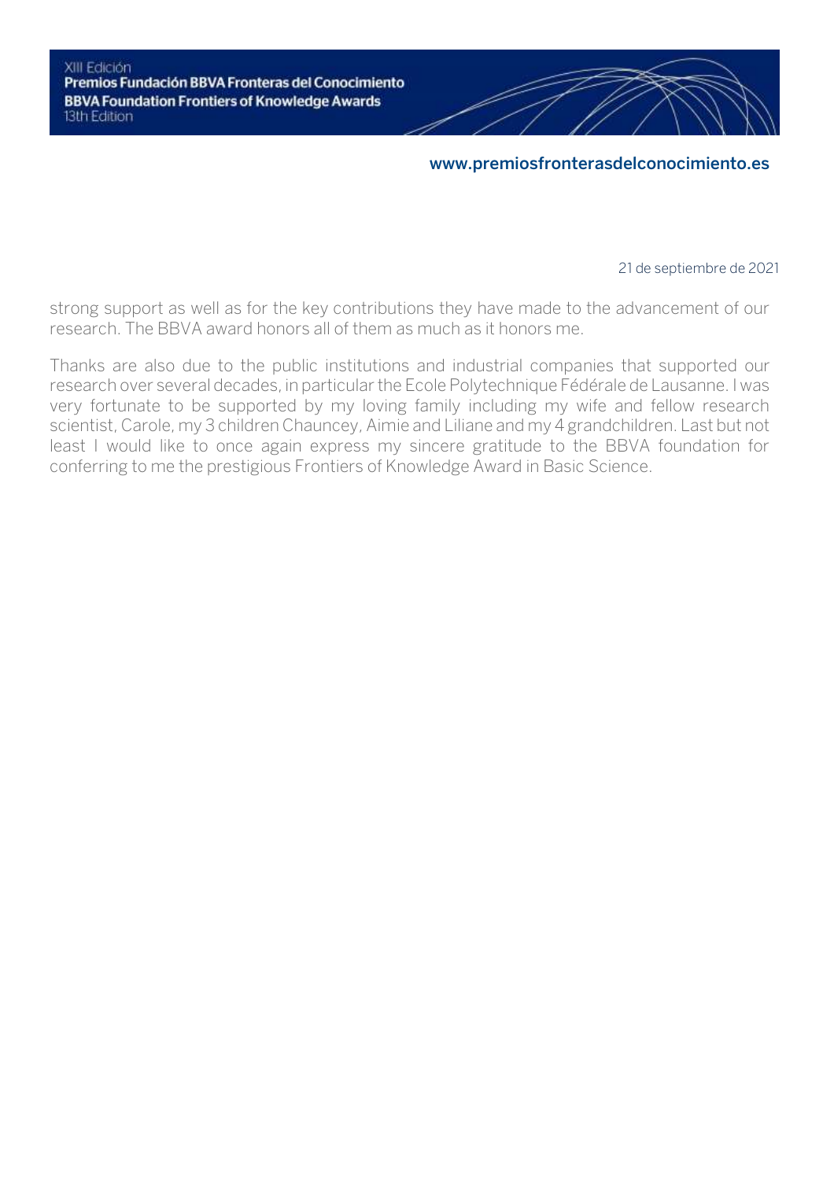21 de septiembre de 2021

strong support as well as for the key contributions they have made to the advancement of our research. The BBVA award honors all of them as much as it honors me.

Thanks are also due to the public institutions and industrial companies that supported our research over several decades, in particular the Ecole Polytechnique Fédérale de Lausanne. I was very fortunate to be supported by my loving family including my wife and fellow research scientist, Carole, my 3 children Chauncey, Aimie and Liliane and my 4 grandchildren. Last but not least I would like to once again express my sincere gratitude to the BBVA foundation for conferring to me the prestigious Frontiers of Knowledge Award in Basic Science.